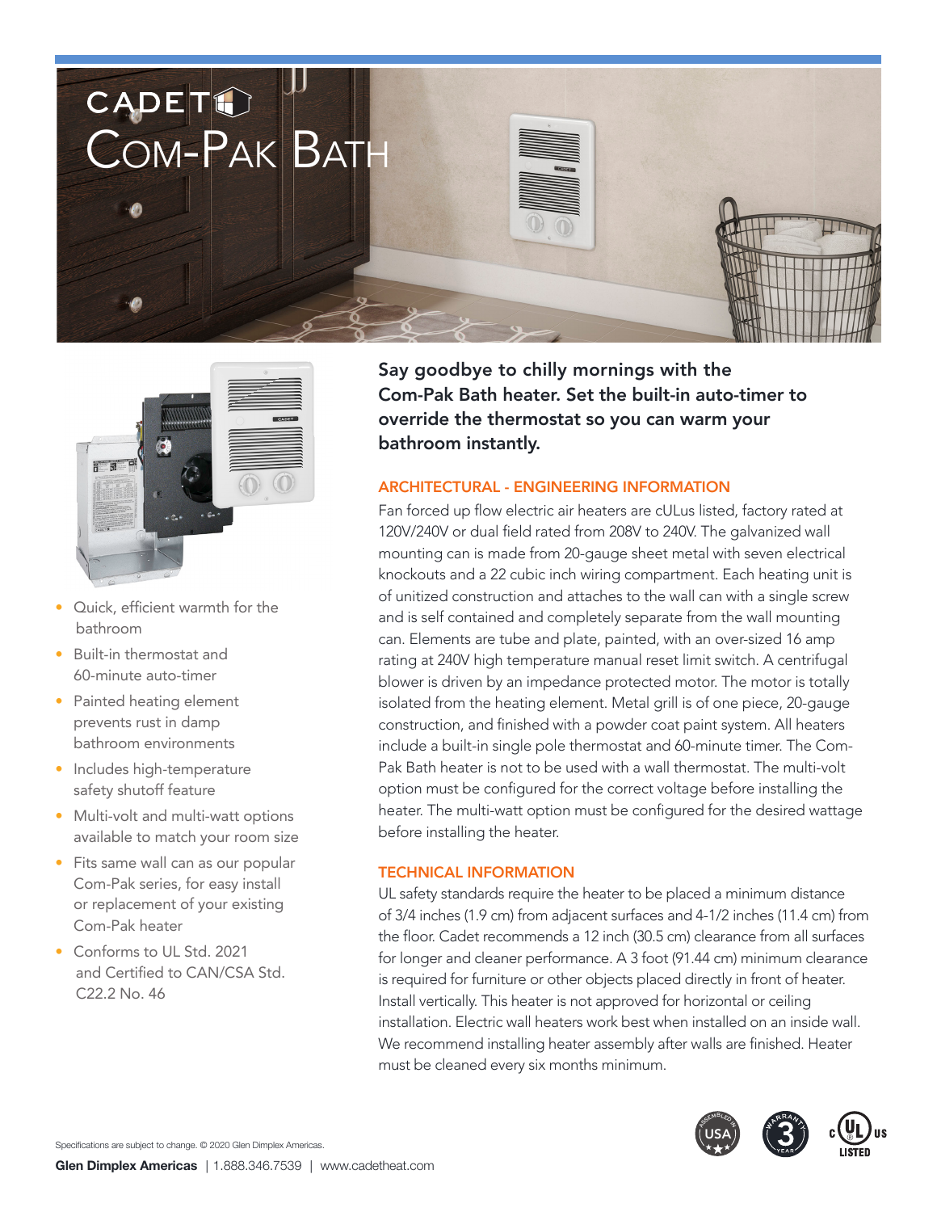# CADET

# Com-Pak Bath

- Quick, efficient warmth for the bathroom
- Built-in thermostat and 60-minute auto-timer
- Painted heating element prevents rust in damp bathroom environments
- Includes high-temperature safety shutoff feature
- Multi-volt and multi-watt options available to match your room size
- Fits same wall can as our popular Com-Pak series, for easy install or replacement of your existing Com-Pak heater
- Conforms to UL Std. 2021 and Certified to CAN/CSA Std. C22.2 No. 46

**Say goodbye to chilly mornings with the Com-Pak Bath heater. Set the built-in auto-timer to override the thermostat so you can warm your bathroom instantly.**

## ARCHITECTURAL - ENGINEERING INFORMATION

Fan forced up flow electric air heaters are cULus listed, factory rated at 120V/240V or dual field rated from 208V to 240V. The galvanized wall mounting can is made from 20-gauge sheet metal with seven electrical knockouts and a 22 cubic inch wiring compartment. Each heating unit is of unitized construction and attaches to the wall can with a single screw and is self contained and completely separate from the wall mounting can. Elements are tube and plate, painted, with an over-sized 16 amp rating at 240V high temperature manual reset limit switch. A centrifugal blower is driven by an impedance protected motor. The motor is totally isolated from the heating element. Metal grill is of one piece, 20-gauge construction, and finished with a powder coat paint system. All heaters include a built-in single pole thermostat and 60-minute timer. The Com-Pak Bath heater is not to be used with a wall thermostat. The multi-volt option must be configured for the correct voltage before installing the heater. The multi-watt option must be configured for the desired wattage before installing the heater.

## TECHNICAL INFORMATION

UL safety standards require the heater to be placed a minimum distance of 3/4 inches (1.9 cm) from adjacent surfaces and 4-1/2 inches (11.4 cm) from the floor. Cadet recommends a 12 inch (30.5 cm) clearance from all surfaces for longer and cleaner performance. A 3 foot (91.44 cm) minimum clearance is required for furniture or other objects placed directly in front of heater. Install vertically. This heater is not approved for horizontal or ceiling installation. Electric wall heaters work best when installed on an inside wall. We recommend installing heater assembly after walls are finished. Heater must be cleaned every six months minimum.

Assembled in USA | 3 Year Warranty | c UL US Listed

Specifications are subject to change. © 2020 Glen Dimplex Americas.

**Glen Dimplex Americas** | 1.888.346.7539 | www.cadetheat.com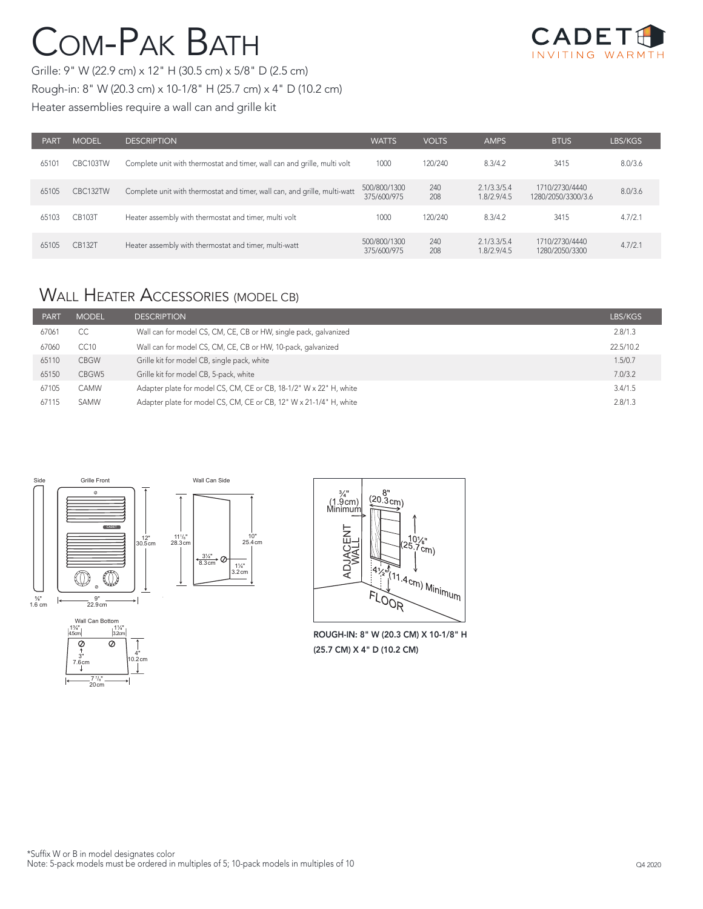# Com-Pak Bath

CADET INVITING WARMTH

Grille: 9" W (22.9 cm) x 12" H (30.5 cm) x 5/8" D (2.5 cm)

Rough-in: 8" W (20.3 cm) x 10-1/8" H (25.7 cm) x 4" D (10.2 cm)

Heater assemblies require a wall can and grille kit

| PART | MODEL | DESCRIPTION | WATTS | VOLTS | AMPS | BTUS | LBS/KGS |
|---|---|---|---|---|---|---|---|
| 65101 | CBC103TW | Complete unit with thermostat and timer, wall can and grille, multi volt | 1000 | 120/240 | 8.3/4.2 | 3415 | 8.0/3.6 |
| 65105 | CBC132TW | Complete unit with thermostat and timer, wall can, and grille, multi-watt | 500/800/1300 375/600/975 | 240 208 | 2.1/3.3/5.4 1.8/2.9/4.5 | 1710/2730/4440 1280/2050/3300/3.6 | 8.0/3.6 |
| 65103 | CB103T | Heater assembly with thermostat and timer, multi volt | 1000 | 120/240 | 8.3/4.2 | 3415 | 4.7/2.1 |
| 65105 | CB132T | Heater assembly with thermostat and timer, multi-watt | 500/800/1300 375/600/975 | 240 208 | 2.1/3.3/5.4 1.8/2.9/4.5 | 1710/2730/4440 1280/2050/3300 | 4.7/2.1 |

## Wall Heater Accessories (model CB)

| PART | MODEL | DESCRIPTION | LBS/KGS |
|---|---|---|---|
| 67061 | CC | Wall can for model CS, CM, CE, CB or HW, single pack, galvanized | 2.8/1.3 |
| 67060 | CC10 | Wall can for model CS, CM, CE, CB or HW, 10-pack, galvanized | 22.5/10.2 |
| 65110 | CBGW | Grille kit for model CB, single pack, white | 1.5/0.7 |
| 65150 | CBGW5 | Grille kit for model CB, 5-pack, white | 7.0/3.2 |
| 67105 | CAMW | Adapter plate for model CS, CM, CE or CB, 18-1/2" W x 22" H, white | 3.4/1.5 |
| 67115 | SAMW | Adapter plate for model CS, CM, CE or CB, 12" W x 21-1/4" H, white | 2.8/1.3 |

Side

Grille Front

Wall Can Side

12" 30.5cm

9" 22.9cm

5/8" 1.6 cm

11 1/8" 28.3cm

10" 25.4cm

3 1/4" 8.3cm

1 1/4" 3.2cm

Wall Can Bottom

1 3/4" 4.5cm

1 1/4" 3.2cm

3" 7.6cm

4" 10.2cm

7 7/8" 20cm

3/4" (1.9cm) Minimum

8" (20.3cm)

ADJACENT WALL

10 1/8" (25.7cm)

4 1/2" (11.4cm) Minimum

FLOOR

**ROUGH-IN: 8" W (20.3 CM) X 10-1/8" H (25.7 CM) X 4" D (10.2 CM)**

*Suffix W or B in model designates color

Note: 5-pack models must be ordered in multiples of 5; 10-pack models in multiples of 10

Q4 2020